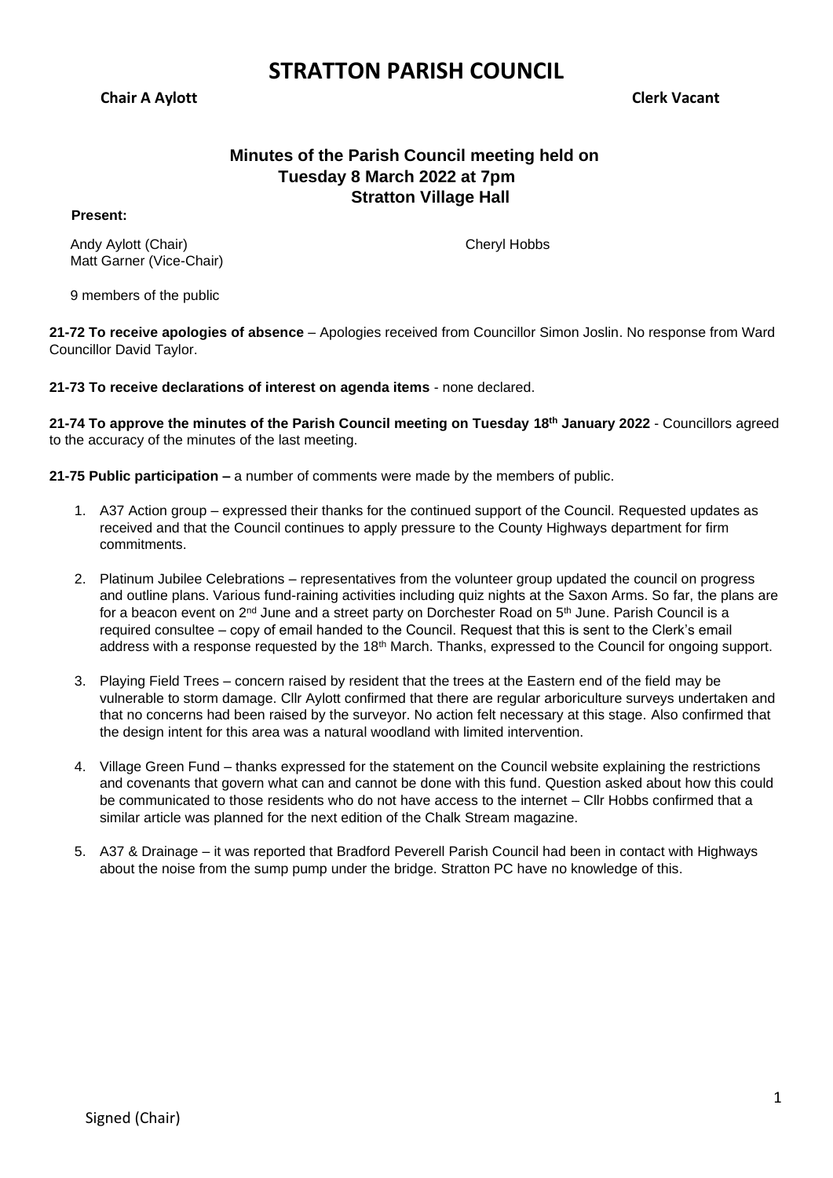# STRATTON PARISH COUNCIL

**Chair A Aylott** **Clerk Vacant**

## Minutes of the Parish Council meeting held on Tuesday 8 March 2022 at 7pm Stratton Village Hall

**Present:**

Andy Aylott (Chair)
Matt Garner (Vice-Chair)
Cheryl Hobbs

9 members of the public

**21-72 To receive apologies of absence** – Apologies received from Councillor Simon Joslin. No response from Ward Councillor David Taylor.

**21-73 To receive declarations of interest on agenda items** - none declared.

**21-74 To approve the minutes of the Parish Council meeting on Tuesday 18th January 2022** - Councillors agreed to the accuracy of the minutes of the last meeting.

**21-75 Public participation –** a number of comments were made by the members of public.

1. A37 Action group – expressed their thanks for the continued support of the Council. Requested updates as received and that the Council continues to apply pressure to the County Highways department for firm commitments.

2. Platinum Jubilee Celebrations – representatives from the volunteer group updated the council on progress and outline plans. Various fund-raining activities including quiz nights at the Saxon Arms. So far, the plans are for a beacon event on 2nd June and a street party on Dorchester Road on 5th June. Parish Council is a required consultee – copy of email handed to the Council. Request that this is sent to the Clerk's email address with a response requested by the 18th March. Thanks, expressed to the Council for ongoing support.

3. Playing Field Trees – concern raised by resident that the trees at the Eastern end of the field may be vulnerable to storm damage. Cllr Aylott confirmed that there are regular arboriculture surveys undertaken and that no concerns had been raised by the surveyor. No action felt necessary at this stage. Also confirmed that the design intent for this area was a natural woodland with limited intervention.

4. Village Green Fund – thanks expressed for the statement on the Council website explaining the restrictions and covenants that govern what can and cannot be done with this fund. Question asked about how this could be communicated to those residents who do not have access to the internet – Cllr Hobbs confirmed that a similar article was planned for the next edition of the Chalk Stream magazine.

5. A37 & Drainage – it was reported that Bradford Peverell Parish Council had been in contact with Highways about the noise from the sump pump under the bridge. Stratton PC have no knowledge of this.

Signed (Chair)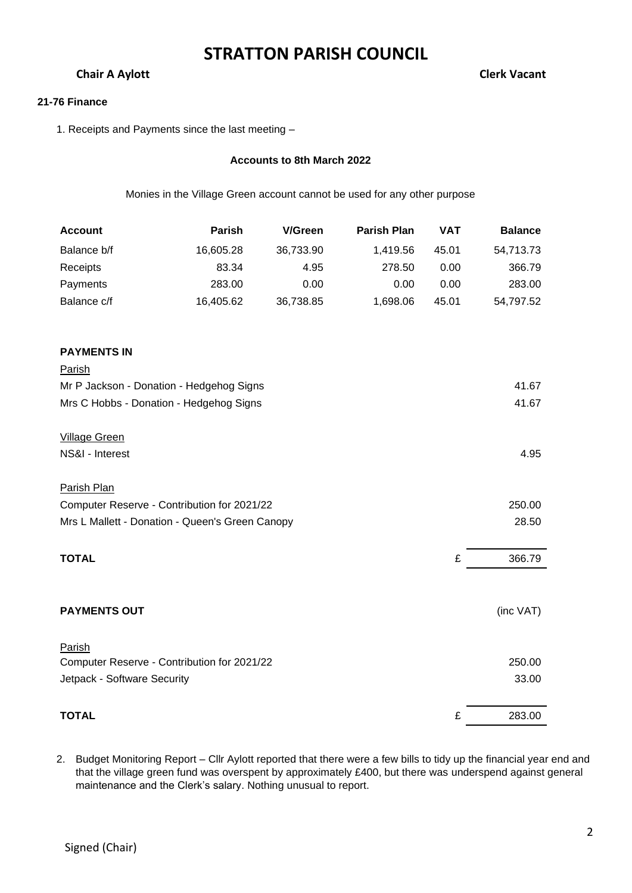# STRATTON PARISH COUNCIL

**Chair A Aylott** **Clerk Vacant**

**21-76 Finance**

1. Receipts and Payments since the last meeting –

**Accounts to 8th March 2022**

Monies in the Village Green account cannot be used for any other purpose

| **Account** | **Parish** | **V/Green** | **Parish Plan** | **VAT** | **Balance** |
|---|---|---|---|---|---|
| Balance b/f | 16,605.28 | 36,733.90 | 1,419.56 | 45.01 | 54,713.73 |
| Receipts | 83.34 | 4.95 | 278.50 | 0.00 | 366.79 |
| Payments | 283.00 | 0.00 | 0.00 | 0.00 | 283.00 |
| Balance c/f | 16,405.62 | 36,738.85 | 1,698.06 | 45.01 | 54,797.52 |

**PAYMENTS IN**

| | | |
|---|---|---|
| Parish | | |
| Mr P Jackson - Donation - Hedgehog Signs | | 41.67 |
| Mrs C Hobbs - Donation - Hedgehog Signs | | 41.67 |
| Village Green | | |
| NS&I - Interest | | 4.95 |
| Parish Plan | | |
| Computer Reserve - Contribution for 2021/22 | | 250.00 |
| Mrs L Mallett - Donation - Queen's Green Canopy | | 28.50 |
| **TOTAL** | £ | 366.79 |

**PAYMENTS OUT** (inc VAT)

| | | |
|---|---|---|
| Parish | | |
| Computer Reserve - Contribution for 2021/22 | | 250.00 |
| Jetpack - Software Security | | 33.00 |
| **TOTAL** | £ | 283.00 |

2. Budget Monitoring Report – Cllr Aylott reported that there were a few bills to tidy up the financial year end and that the village green fund was overspent by approximately £400, but there was underspend against general maintenance and the Clerk's salary. Nothing unusual to report.

Signed (Chair)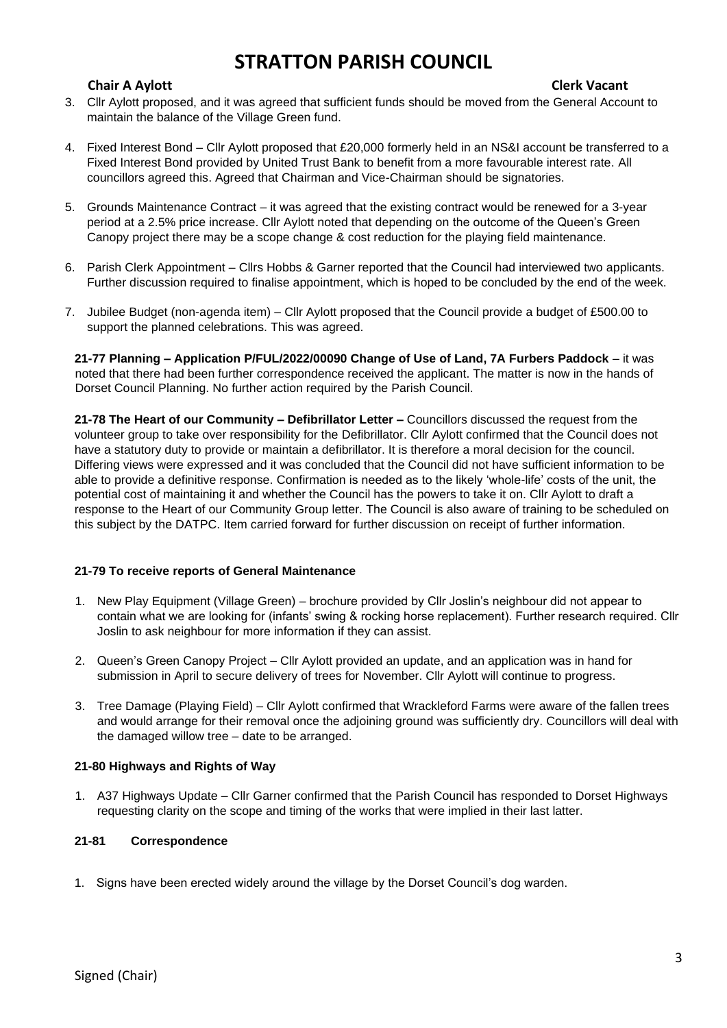# STRATTON PARISH COUNCIL

**Chair A Aylott** **Clerk Vacant**

3. Cllr Aylott proposed, and it was agreed that sufficient funds should be moved from the General Account to maintain the balance of the Village Green fund.

4. Fixed Interest Bond – Cllr Aylott proposed that £20,000 formerly held in an NS&I account be transferred to a Fixed Interest Bond provided by United Trust Bank to benefit from a more favourable interest rate. All councillors agreed this. Agreed that Chairman and Vice-Chairman should be signatories.

5. Grounds Maintenance Contract – it was agreed that the existing contract would be renewed for a 3-year period at a 2.5% price increase. Cllr Aylott noted that depending on the outcome of the Queen's Green Canopy project there may be a scope change & cost reduction for the playing field maintenance.

6. Parish Clerk Appointment – Cllrs Hobbs & Garner reported that the Council had interviewed two applicants. Further discussion required to finalise appointment, which is hoped to be concluded by the end of the week.

7. Jubilee Budget (non-agenda item) – Cllr Aylott proposed that the Council provide a budget of £500.00 to support the planned celebrations. This was agreed.

**21-77 Planning – Application P/FUL/2022/00090 Change of Use of Land, 7A Furbers Paddock** – it was noted that there had been further correspondence received the applicant. The matter is now in the hands of Dorset Council Planning. No further action required by the Parish Council.

**21-78 The Heart of our Community – Defibrillator Letter –** Councillors discussed the request from the volunteer group to take over responsibility for the Defibrillator. Cllr Aylott confirmed that the Council does not have a statutory duty to provide or maintain a defibrillator. It is therefore a moral decision for the council. Differing views were expressed and it was concluded that the Council did not have sufficient information to be able to provide a definitive response. Confirmation is needed as to the likely 'whole-life' costs of the unit, the potential cost of maintaining it and whether the Council has the powers to take it on. Cllr Aylott to draft a response to the Heart of our Community Group letter. The Council is also aware of training to be scheduled on this subject by the DATPC. Item carried forward for further discussion on receipt of further information.

**21-79 To receive reports of General Maintenance**

1. New Play Equipment (Village Green) – brochure provided by Cllr Joslin's neighbour did not appear to contain what we are looking for (infants' swing & rocking horse replacement). Further research required. Cllr Joslin to ask neighbour for more information if they can assist.

2. Queen's Green Canopy Project – Cllr Aylott provided an update, and an application was in hand for submission in April to secure delivery of trees for November. Cllr Aylott will continue to progress.

3. Tree Damage (Playing Field) – Cllr Aylott confirmed that Wrackleford Farms were aware of the fallen trees and would arrange for their removal once the adjoining ground was sufficiently dry. Councillors will deal with the damaged willow tree – date to be arranged.

**21-80 Highways and Rights of Way**

1. A37 Highways Update – Cllr Garner confirmed that the Parish Council has responded to Dorset Highways requesting clarity on the scope and timing of the works that were implied in their last latter.

**21-81 Correspondence**

1. Signs have been erected widely around the village by the Dorset Council's dog warden.

Signed (Chair)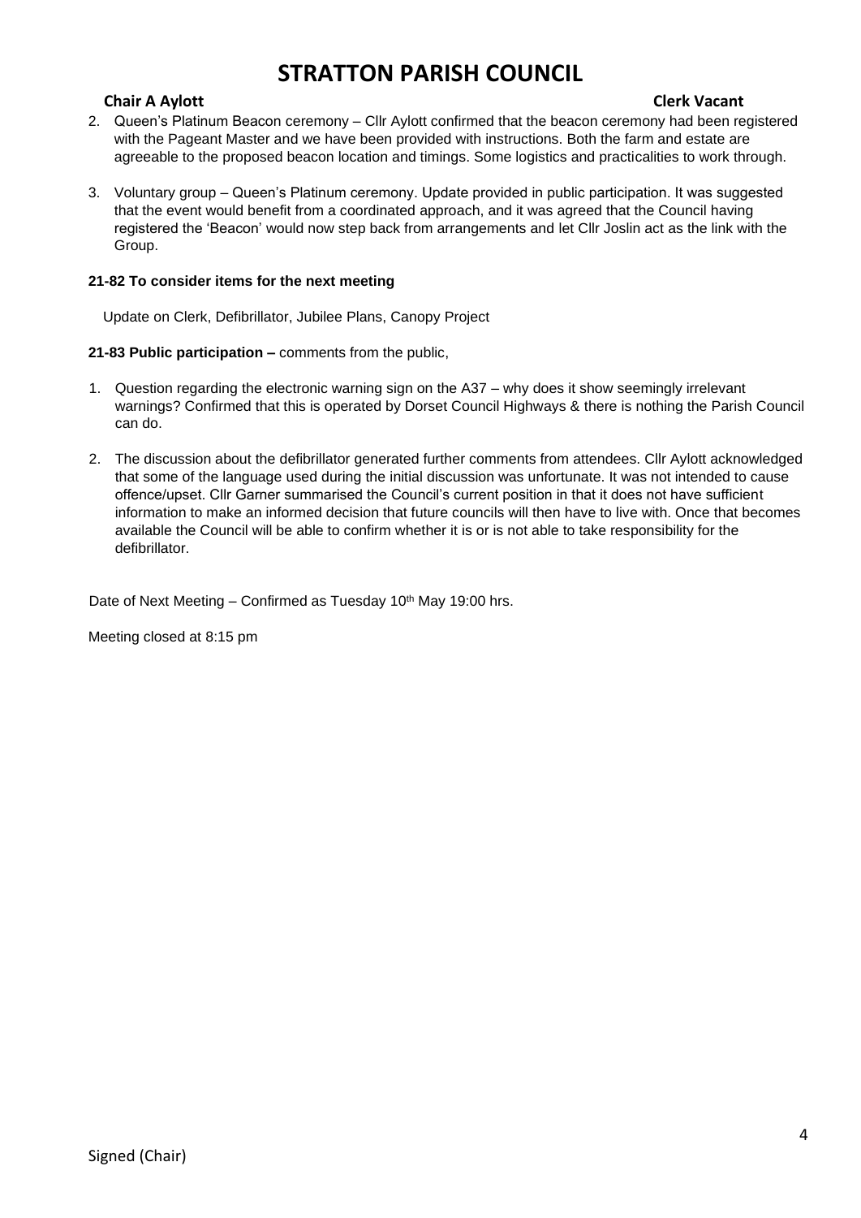# STRATTON PARISH COUNCIL

**Chair A Aylott** **Clerk Vacant**

2. Queen's Platinum Beacon ceremony – Cllr Aylott confirmed that the beacon ceremony had been registered with the Pageant Master and we have been provided with instructions. Both the farm and estate are agreeable to the proposed beacon location and timings. Some logistics and practicalities to work through.

3. Voluntary group – Queen's Platinum ceremony. Update provided in public participation. It was suggested that the event would benefit from a coordinated approach, and it was agreed that the Council having registered the 'Beacon' would now step back from arrangements and let Cllr Joslin act as the link with the Group.

**21-82 To consider items for the next meeting**

Update on Clerk, Defibrillator, Jubilee Plans, Canopy Project

**21-83 Public participation –** comments from the public,

1. Question regarding the electronic warning sign on the A37 – why does it show seemingly irrelevant warnings? Confirmed that this is operated by Dorset Council Highways & there is nothing the Parish Council can do.

2. The discussion about the defibrillator generated further comments from attendees. Cllr Aylott acknowledged that some of the language used during the initial discussion was unfortunate. It was not intended to cause offence/upset. Cllr Garner summarised the Council's current position in that it does not have sufficient information to make an informed decision that future councils will then have to live with. Once that becomes available the Council will be able to confirm whether it is or is not able to take responsibility for the defibrillator.

Date of Next Meeting – Confirmed as Tuesday 10th May 19:00 hrs.

Meeting closed at 8:15 pm

Signed (Chair)